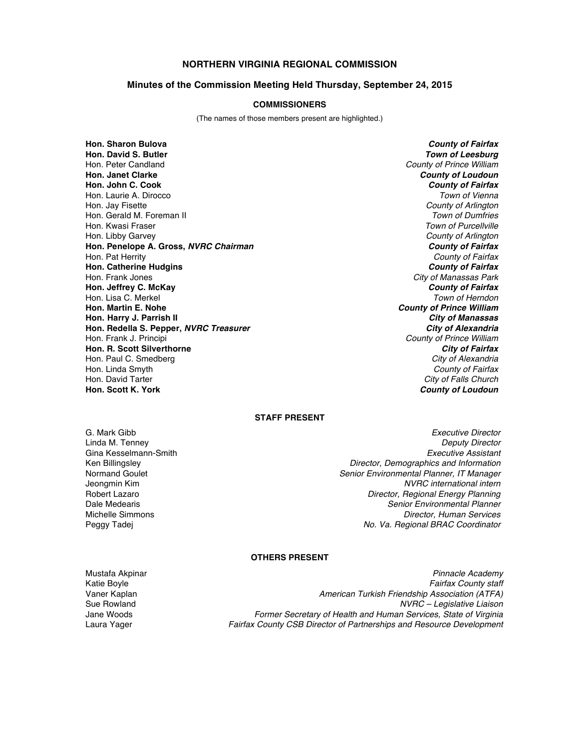# NORTHERN VIRGINIA REGIONAL COMMISSION

## Minutes of the Commission Meeting Held Thursday, September 24, 2015

### COMMISSIONERS

(The names of those members present are highlighted.)

| | |
|---|---|
| **Hon. Sharon Bulova** | ***County of Fairfax*** |
| **Hon. David S. Butler** | ***Town of Leesburg*** |
| Hon. Peter Candland | *County of Prince William* |
| **Hon. Janet Clarke** | ***County of Loudoun*** |
| **Hon. John C. Cook** | ***County of Fairfax*** |
| Hon. Laurie A. Dirocco | *Town of Vienna* |
| Hon. Jay Fisette | *County of Arlington* |
| Hon. Gerald M. Foreman II | *Town of Dumfries* |
| Hon. Kwasi Fraser | *Town of Purcellville* |
| Hon. Libby Garvey | *County of Arlington* |
| **Hon. Penelope A. Gross, *NVRC Chairman*** | ***County of Fairfax*** |
| Hon. Pat Herrity | *County of Fairfax* |
| **Hon. Catherine Hudgins** | ***County of Fairfax*** |
| Hon. Frank Jones | *City of Manassas Park* |
| **Hon. Jeffrey C. McKay** | ***County of Fairfax*** |
| Hon. Lisa C. Merkel | *Town of Herndon* |
| **Hon. Martin E. Nohe** | ***County of Prince William*** |
| **Hon. Harry J. Parrish II** | ***City of Manassas*** |
| **Hon. Redella S. Pepper, *NVRC Treasurer*** | ***City of Alexandria*** |
| Hon. Frank J. Principi | *County of Prince William* |
| **Hon. R. Scott Silverthorne** | ***City of Fairfax*** |
| Hon. Paul C. Smedberg | *City of Alexandria* |
| Hon. Linda Smyth | *County of Fairfax* |
| Hon. David Tarter | *City of Falls Church* |
| **Hon. Scott K. York** | ***County of Loudoun*** |

### STAFF PRESENT

| | |
|---|---|
| G. Mark Gibb | *Executive Director* |
| Linda M. Tenney | *Deputy Director* |
| Gina Kesselmann-Smith | *Executive Assistant* |
| Ken Billingsley | *Director, Demographics and Information* |
| Normand Goulet | *Senior Environmental Planner, IT Manager* |
| Jeongmin Kim | *NVRC international intern* |
| Robert Lazaro | *Director, Regional Energy Planning* |
| Dale Medearis | *Senior Environmental Planner* |
| Michelle Simmons | *Director, Human Services* |
| Peggy Tadej | *No. Va. Regional BRAC Coordinator* |

### OTHERS PRESENT

| | |
|---|---|
| Mustafa Akpinar | *Pinnacle Academy* |
| Katie Boyle | *Fairfax County staff* |
| Vaner Kaplan | *American Turkish Friendship Association (ATFA)* |
| Sue Rowland | *NVRC – Legislative Liaison* |
| Jane Woods | *Former Secretary of Health and Human Services, State of Virginia* |
| Laura Yager | *Fairfax County CSB Director of Partnerships and Resource Development* |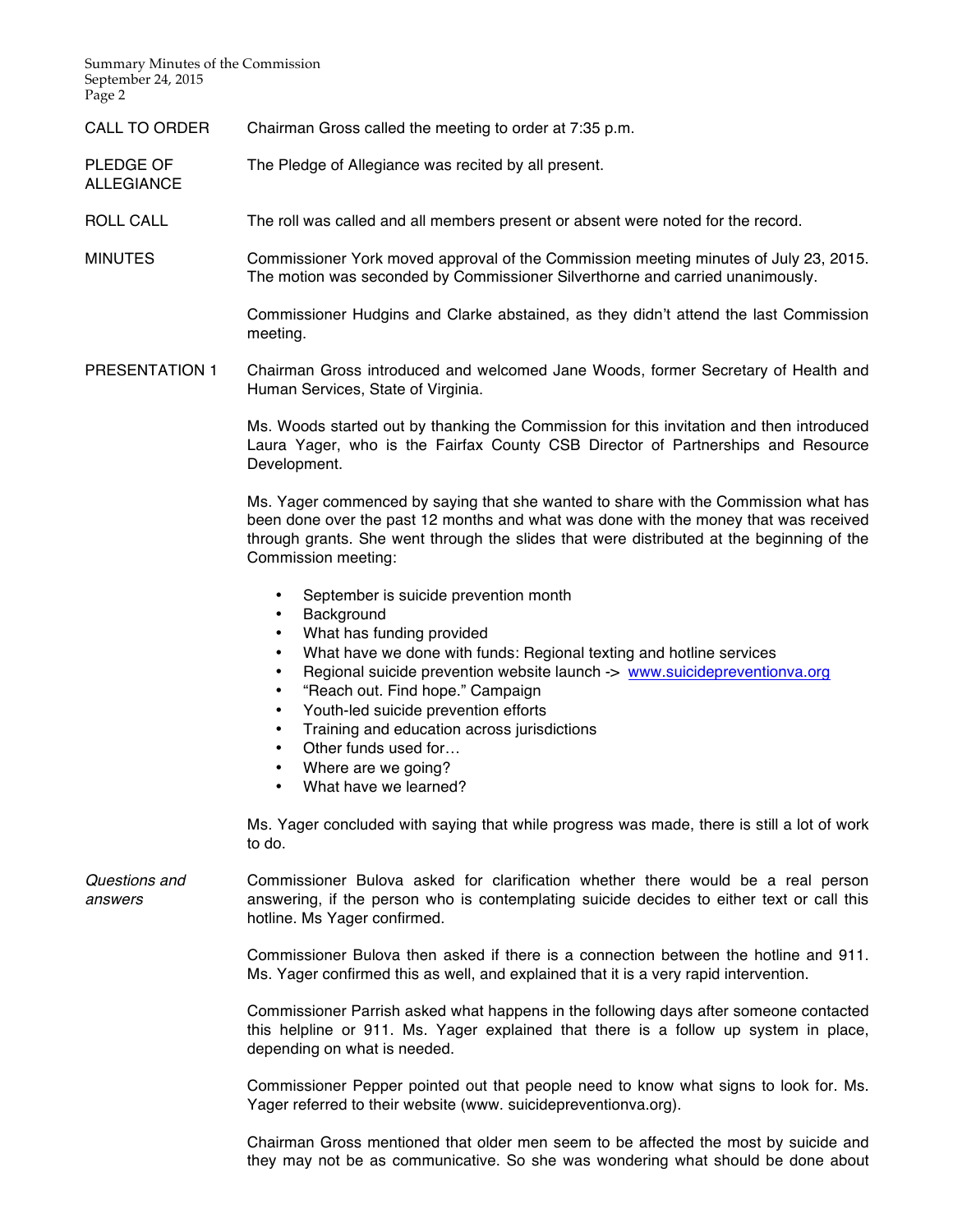**CALL TO ORDER** Chairman Gross called the meeting to order at 7:35 p.m.

**PLEDGE OF ALLEGIANCE** The Pledge of Allegiance was recited by all present.

**ROLL CALL** The roll was called and all members present or absent were noted for the record.

**MINUTES** Commissioner York moved approval of the Commission meeting minutes of July 23, 2015. The motion was seconded by Commissioner Silverthorne and carried unanimously.

Commissioner Hudgins and Clarke abstained, as they didn't attend the last Commission meeting.

**PRESENTATION 1** Chairman Gross introduced and welcomed Jane Woods, former Secretary of Health and Human Services, State of Virginia.

Ms. Woods started out by thanking the Commission for this invitation and then introduced Laura Yager, who is the Fairfax County CSB Director of Partnerships and Resource Development.

Ms. Yager commenced by saying that she wanted to share with the Commission what has been done over the past 12 months and what was done with the money that was received through grants. She went through the slides that were distributed at the beginning of the Commission meeting:

- September is suicide prevention month
- Background
- What has funding provided
- What have we done with funds: Regional texting and hotline services
- Regional suicide prevention website launch -> www.suicidepreventionva.org
- "Reach out. Find hope." Campaign
- Youth-led suicide prevention efforts
- Training and education across jurisdictions
- Other funds used for…
- Where are we going?
- What have we learned?

Ms. Yager concluded with saying that while progress was made, there is still a lot of work to do.

*Questions and answers* Commissioner Bulova asked for clarification whether there would be a real person answering, if the person who is contemplating suicide decides to either text or call this hotline. Ms Yager confirmed.

Commissioner Bulova then asked if there is a connection between the hotline and 911. Ms. Yager confirmed this as well, and explained that it is a very rapid intervention.

Commissioner Parrish asked what happens in the following days after someone contacted this helpline or 911. Ms. Yager explained that there is a follow up system in place, depending on what is needed.

Commissioner Pepper pointed out that people need to know what signs to look for. Ms. Yager referred to their website (www. suicidepreventionva.org).

Chairman Gross mentioned that older men seem to be affected the most by suicide and they may not be as communicative. So she was wondering what should be done about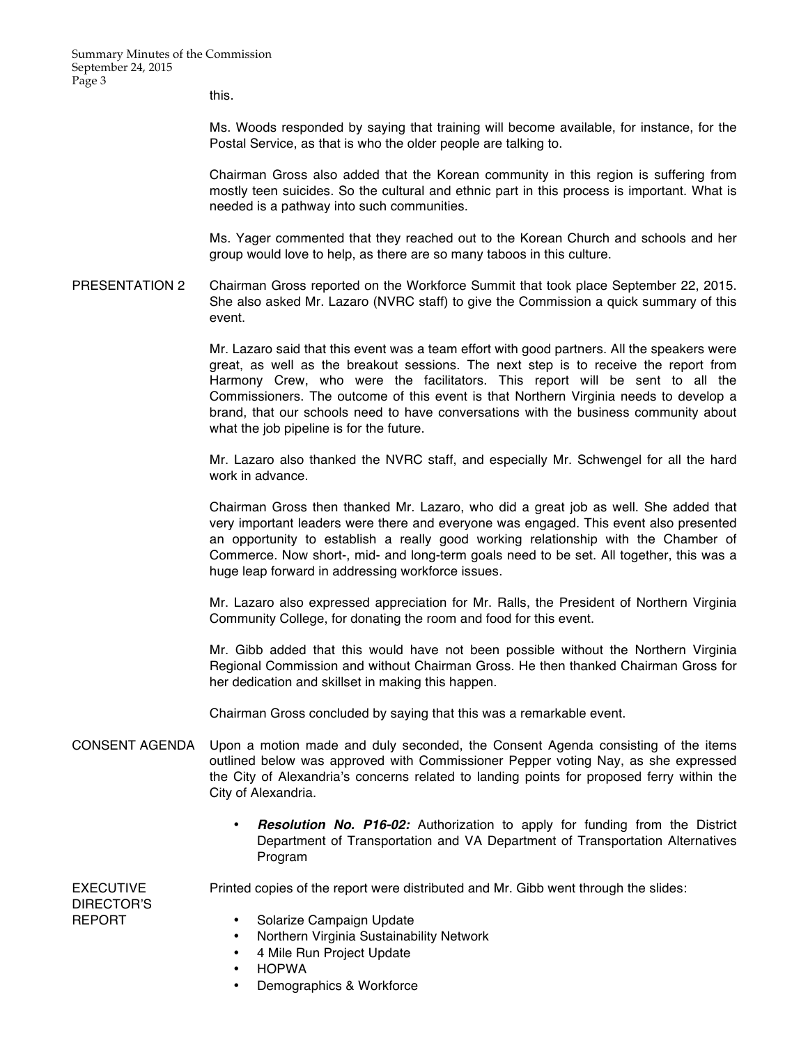this.

Ms. Woods responded by saying that training will become available, for instance, for the Postal Service, as that is who the older people are talking to.

Chairman Gross also added that the Korean community in this region is suffering from mostly teen suicides. So the cultural and ethnic part in this process is important. What is needed is a pathway into such communities.

Ms. Yager commented that they reached out to the Korean Church and schools and her group would love to help, as there are so many taboos in this culture.

**PRESENTATION 2**

Chairman Gross reported on the Workforce Summit that took place September 22, 2015. She also asked Mr. Lazaro (NVRC staff) to give the Commission a quick summary of this event.

Mr. Lazaro said that this event was a team effort with good partners. All the speakers were great, as well as the breakout sessions. The next step is to receive the report from Harmony Crew, who were the facilitators. This report will be sent to all the Commissioners. The outcome of this event is that Northern Virginia needs to develop a brand, that our schools need to have conversations with the business community about what the job pipeline is for the future.

Mr. Lazaro also thanked the NVRC staff, and especially Mr. Schwengel for all the hard work in advance.

Chairman Gross then thanked Mr. Lazaro, who did a great job as well. She added that very important leaders were there and everyone was engaged. This event also presented an opportunity to establish a really good working relationship with the Chamber of Commerce. Now short-, mid- and long-term goals need to be set. All together, this was a huge leap forward in addressing workforce issues.

Mr. Lazaro also expressed appreciation for Mr. Ralls, the President of Northern Virginia Community College, for donating the room and food for this event.

Mr. Gibb added that this would have not been possible without the Northern Virginia Regional Commission and without Chairman Gross. He then thanked Chairman Gross for her dedication and skillset in making this happen.

Chairman Gross concluded by saying that this was a remarkable event.

**CONSENT AGENDA**

Upon a motion made and duly seconded, the Consent Agenda consisting of the items outlined below was approved with Commissioner Pepper voting Nay, as she expressed the City of Alexandria's concerns related to landing points for proposed ferry within the City of Alexandria.

- ***Resolution No. P16-02:*** Authorization to apply for funding from the District Department of Transportation and VA Department of Transportation Alternatives Program

**EXECUTIVE DIRECTOR'S REPORT**

Printed copies of the report were distributed and Mr. Gibb went through the slides:

- Solarize Campaign Update
- Northern Virginia Sustainability Network
- 4 Mile Run Project Update
- HOPWA
- Demographics & Workforce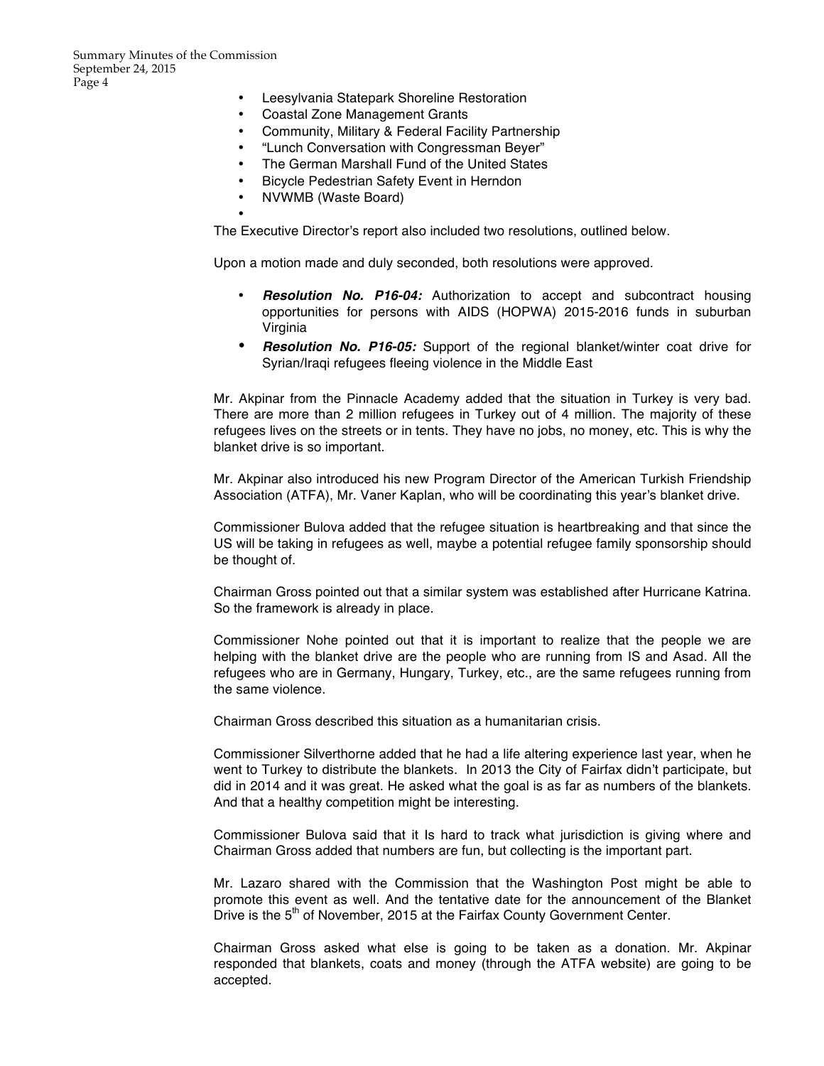- Leesylvania Statepark Shoreline Restoration
- Coastal Zone Management Grants
- Community, Military & Federal Facility Partnership
- "Lunch Conversation with Congressman Beyer"
- The German Marshall Fund of the United States
- Bicycle Pedestrian Safety Event in Herndon
- NVWMB (Waste Board)
-

The Executive Director's report also included two resolutions, outlined below.

Upon a motion made and duly seconded, both resolutions were approved.

- ***Resolution No. P16-04:*** Authorization to accept and subcontract housing opportunities for persons with AIDS (HOPWA) 2015-2016 funds in suburban Virginia
- ***Resolution No. P16-05:*** Support of the regional blanket/winter coat drive for Syrian/Iraqi refugees fleeing violence in the Middle East

Mr. Akpinar from the Pinnacle Academy added that the situation in Turkey is very bad. There are more than 2 million refugees in Turkey out of 4 million. The majority of these refugees lives on the streets or in tents. They have no jobs, no money, etc. This is why the blanket drive is so important.

Mr. Akpinar also introduced his new Program Director of the American Turkish Friendship Association (ATFA), Mr. Vaner Kaplan, who will be coordinating this year's blanket drive.

Commissioner Bulova added that the refugee situation is heartbreaking and that since the US will be taking in refugees as well, maybe a potential refugee family sponsorship should be thought of.

Chairman Gross pointed out that a similar system was established after Hurricane Katrina. So the framework is already in place.

Commissioner Nohe pointed out that it is important to realize that the people we are helping with the blanket drive are the people who are running from IS and Asad. All the refugees who are in Germany, Hungary, Turkey, etc., are the same refugees running from the same violence.

Chairman Gross described this situation as a humanitarian crisis.

Commissioner Silverthorne added that he had a life altering experience last year, when he went to Turkey to distribute the blankets. In 2013 the City of Fairfax didn't participate, but did in 2014 and it was great. He asked what the goal is as far as numbers of the blankets. And that a healthy competition might be interesting.

Commissioner Bulova said that it Is hard to track what jurisdiction is giving where and Chairman Gross added that numbers are fun, but collecting is the important part.

Mr. Lazaro shared with the Commission that the Washington Post might be able to promote this event as well. And the tentative date for the announcement of the Blanket Drive is the 5th of November, 2015 at the Fairfax County Government Center.

Chairman Gross asked what else is going to be taken as a donation. Mr. Akpinar responded that blankets, coats and money (through the ATFA website) are going to be accepted.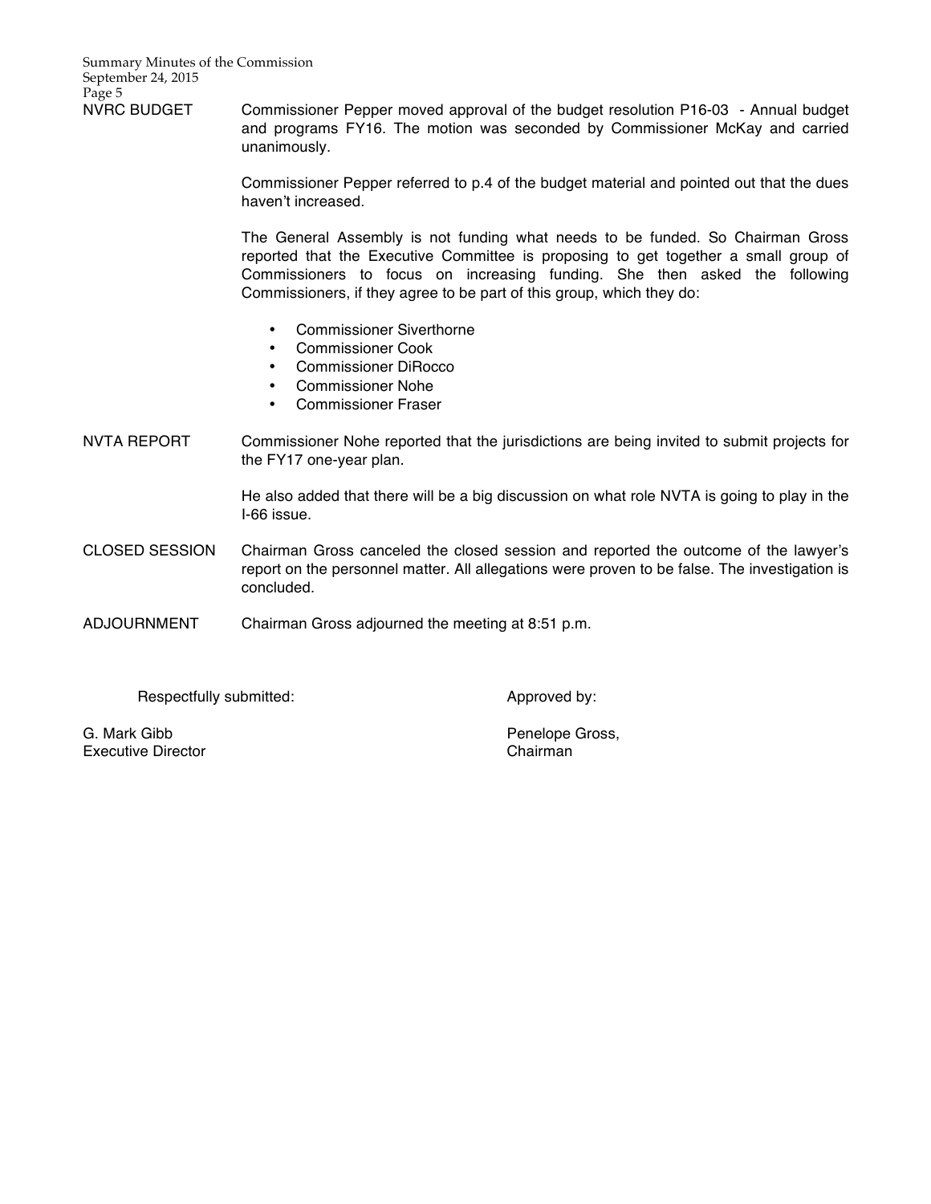**NVRC BUDGET**

Commissioner Pepper moved approval of the budget resolution P16-03 - Annual budget and programs FY16. The motion was seconded by Commissioner McKay and carried unanimously.

Commissioner Pepper referred to p.4 of the budget material and pointed out that the dues haven't increased.

The General Assembly is not funding what needs to be funded. So Chairman Gross reported that the Executive Committee is proposing to get together a small group of Commissioners to focus on increasing funding. She then asked the following Commissioners, if they agree to be part of this group, which they do:

- Commissioner Siverthorne
- Commissioner Cook
- Commissioner DiRocco
- Commissioner Nohe
- Commissioner Fraser

**NVTA REPORT**

Commissioner Nohe reported that the jurisdictions are being invited to submit projects for the FY17 one-year plan.

He also added that there will be a big discussion on what role NVTA is going to play in the I-66 issue.

**CLOSED SESSION**

Chairman Gross canceled the closed session and reported the outcome of the lawyer's report on the personnel matter. All allegations were proven to be false. The investigation is concluded.

**ADJOURNMENT**

Chairman Gross adjourned the meeting at 8:51 p.m.

Respectfully submitted:

G. Mark Gibb
Executive Director

Approved by:

Penelope Gross,
Chairman